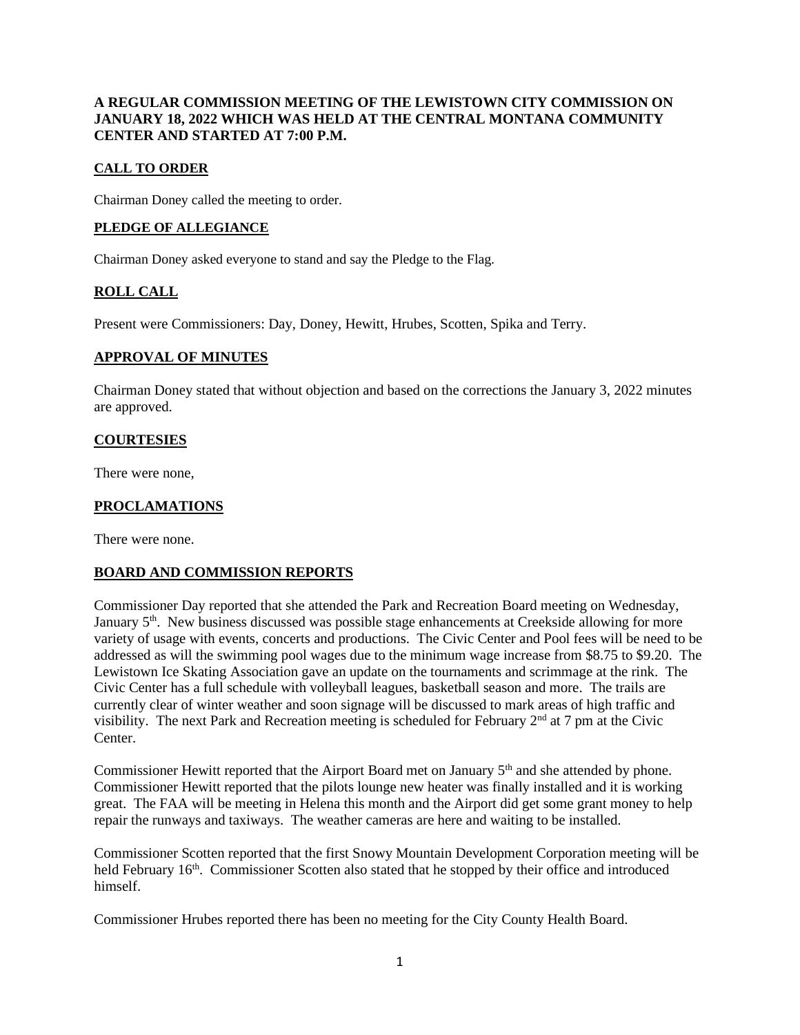**A REGULAR COMMISSION MEETING OF THE LEWISTOWN CITY COMMISSION ON JANUARY 18, 2022 WHICH WAS HELD AT THE CENTRAL MONTANA COMMUNITY CENTER AND STARTED AT 7:00 P.M.**

## CALL TO ORDER

Chairman Doney called the meeting to order.

## PLEDGE OF ALLEGIANCE

Chairman Doney asked everyone to stand and say the Pledge to the Flag.

## ROLL CALL

Present were Commissioners: Day, Doney, Hewitt, Hrubes, Scotten, Spika and Terry.

## APPROVAL OF MINUTES

Chairman Doney stated that without objection and based on the corrections the January 3, 2022 minutes are approved.

## COURTESIES

There were none,

## PROCLAMATIONS

There were none.

## BOARD AND COMMISSION REPORTS

Commissioner Day reported that she attended the Park and Recreation Board meeting on Wednesday, January 5th. New business discussed was possible stage enhancements at Creekside allowing for more variety of usage with events, concerts and productions. The Civic Center and Pool fees will be need to be addressed as will the swimming pool wages due to the minimum wage increase from $8.75 to $9.20. The Lewistown Ice Skating Association gave an update on the tournaments and scrimmage at the rink. The Civic Center has a full schedule with volleyball leagues, basketball season and more. The trails are currently clear of winter weather and soon signage will be discussed to mark areas of high traffic and visibility. The next Park and Recreation meeting is scheduled for February 2nd at 7 pm at the Civic Center.

Commissioner Hewitt reported that the Airport Board met on January 5th and she attended by phone. Commissioner Hewitt reported that the pilots lounge new heater was finally installed and it is working great. The FAA will be meeting in Helena this month and the Airport did get some grant money to help repair the runways and taxiways. The weather cameras are here and waiting to be installed.

Commissioner Scotten reported that the first Snowy Mountain Development Corporation meeting will be held February 16th. Commissioner Scotten also stated that he stopped by their office and introduced himself.

Commissioner Hrubes reported there has been no meeting for the City County Health Board.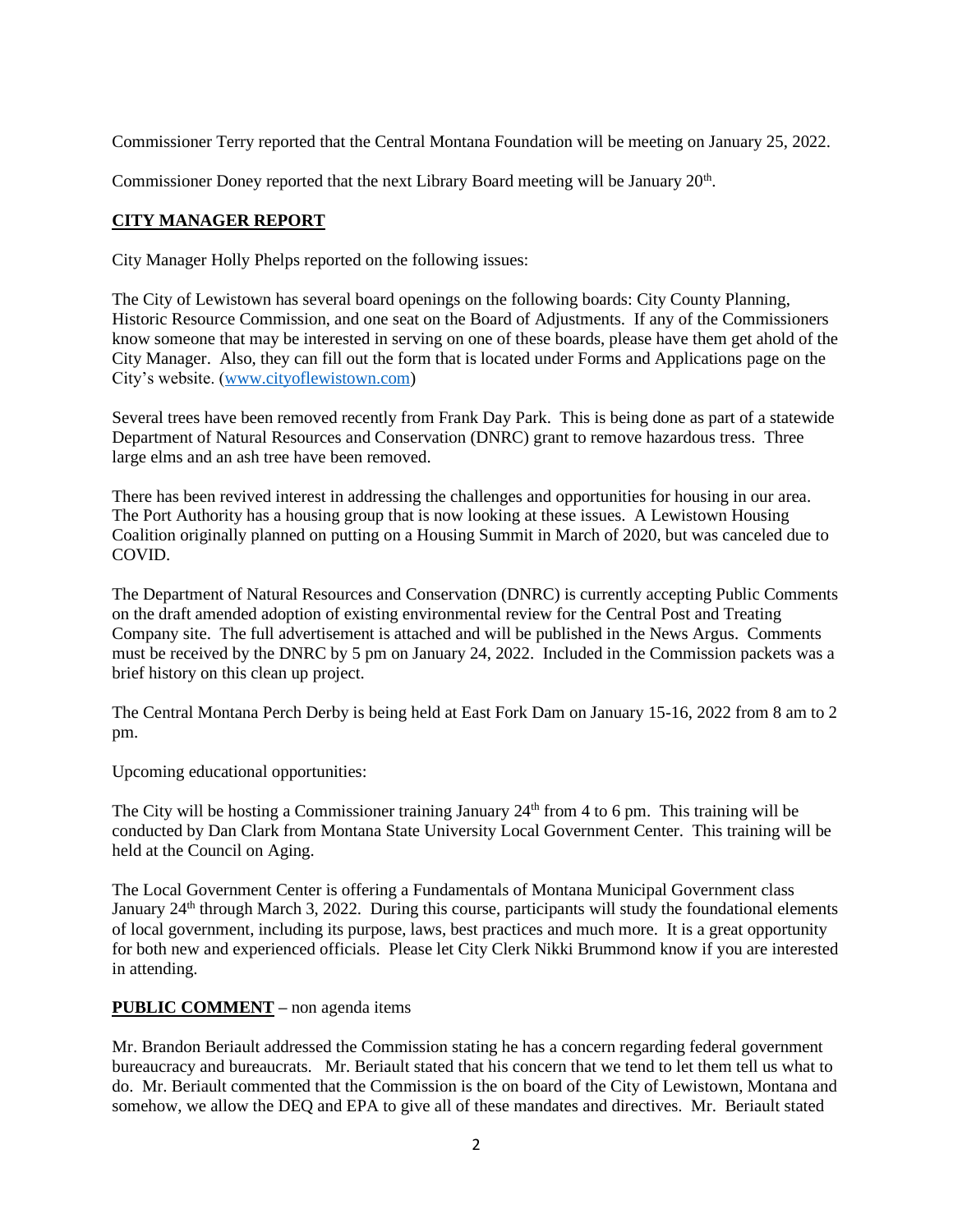Commissioner Terry reported that the Central Montana Foundation will be meeting on January 25, 2022.

Commissioner Doney reported that the next Library Board meeting will be January 20th.

## **CITY MANAGER REPORT**

City Manager Holly Phelps reported on the following issues:

The City of Lewistown has several board openings on the following boards: City County Planning, Historic Resource Commission, and one seat on the Board of Adjustments. If any of the Commissioners know someone that may be interested in serving on one of these boards, please have them get ahold of the City Manager. Also, they can fill out the form that is located under Forms and Applications page on the City's website. (www.cityoflewistown.com)

Several trees have been removed recently from Frank Day Park. This is being done as part of a statewide Department of Natural Resources and Conservation (DNRC) grant to remove hazardous tress. Three large elms and an ash tree have been removed.

There has been revived interest in addressing the challenges and opportunities for housing in our area. The Port Authority has a housing group that is now looking at these issues. A Lewistown Housing Coalition originally planned on putting on a Housing Summit in March of 2020, but was canceled due to COVID.

The Department of Natural Resources and Conservation (DNRC) is currently accepting Public Comments on the draft amended adoption of existing environmental review for the Central Post and Treating Company site. The full advertisement is attached and will be published in the News Argus. Comments must be received by the DNRC by 5 pm on January 24, 2022. Included in the Commission packets was a brief history on this clean up project.

The Central Montana Perch Derby is being held at East Fork Dam on January 15-16, 2022 from 8 am to 2 pm.

Upcoming educational opportunities:

The City will be hosting a Commissioner training January 24th from 4 to 6 pm. This training will be conducted by Dan Clark from Montana State University Local Government Center. This training will be held at the Council on Aging.

The Local Government Center is offering a Fundamentals of Montana Municipal Government class January 24th through March 3, 2022. During this course, participants will study the foundational elements of local government, including its purpose, laws, best practices and much more. It is a great opportunity for both new and experienced officials. Please let City Clerk Nikki Brummond know if you are interested in attending.

## **PUBLIC COMMENT** – non agenda items

Mr. Brandon Beriault addressed the Commission stating he has a concern regarding federal government bureaucracy and bureaucrats. Mr. Beriault stated that his concern that we tend to let them tell us what to do. Mr. Beriault commented that the Commission is the on board of the City of Lewistown, Montana and somehow, we allow the DEQ and EPA to give all of these mandates and directives. Mr. Beriault stated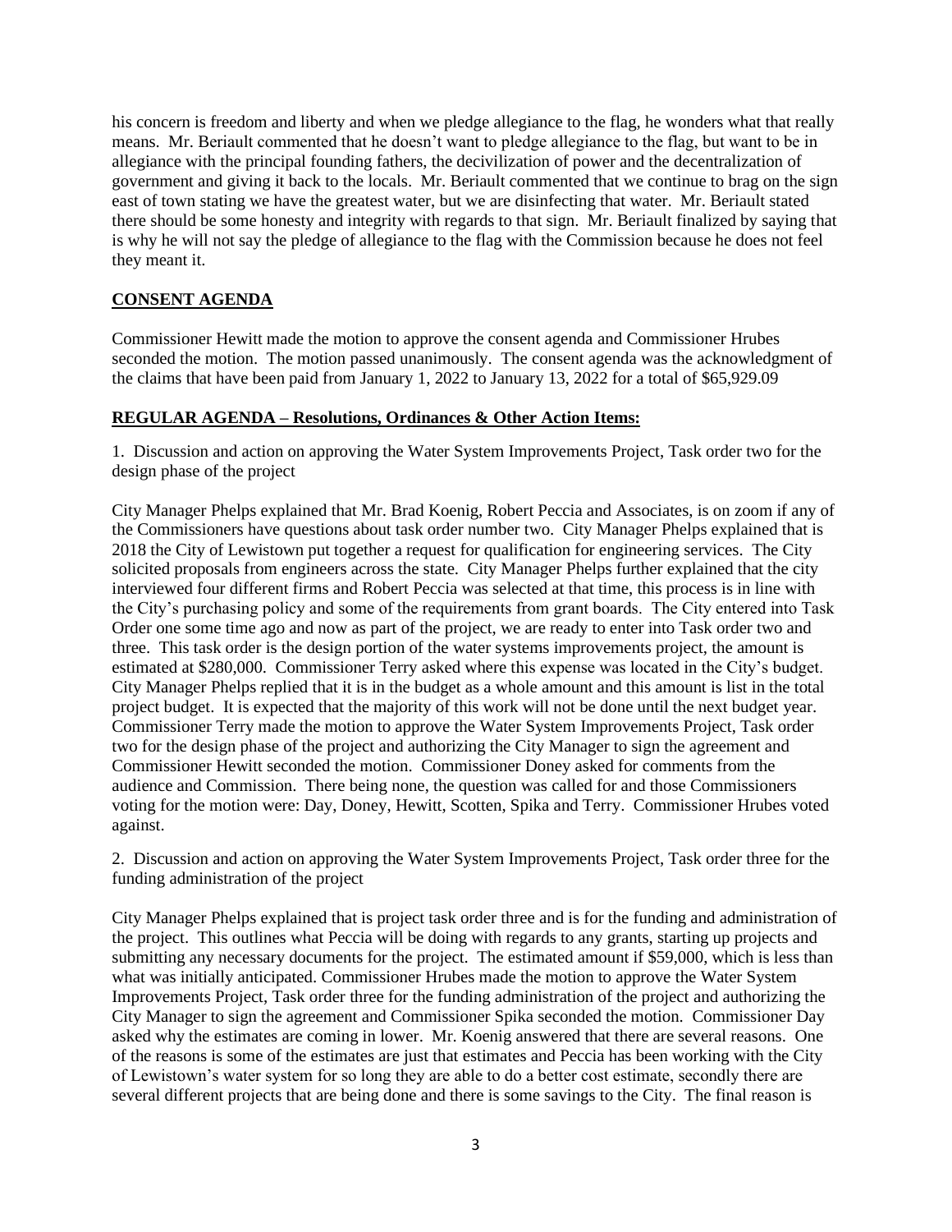his concern is freedom and liberty and when we pledge allegiance to the flag, he wonders what that really means. Mr. Beriault commented that he doesn't want to pledge allegiance to the flag, but want to be in allegiance with the principal founding fathers, the decivilization of power and the decentralization of government and giving it back to the locals. Mr. Beriault commented that we continue to brag on the sign east of town stating we have the greatest water, but we are disinfecting that water. Mr. Beriault stated there should be some honesty and integrity with regards to that sign. Mr. Beriault finalized by saying that is why he will not say the pledge of allegiance to the flag with the Commission because he does not feel they meant it.

## **CONSENT AGENDA**

Commissioner Hewitt made the motion to approve the consent agenda and Commissioner Hrubes seconded the motion. The motion passed unanimously. The consent agenda was the acknowledgment of the claims that have been paid from January 1, 2022 to January 13, 2022 for a total of $65,929.09

## **REGULAR AGENDA – Resolutions, Ordinances & Other Action Items:**

1. Discussion and action on approving the Water System Improvements Project, Task order two for the design phase of the project

City Manager Phelps explained that Mr. Brad Koenig, Robert Peccia and Associates, is on zoom if any of the Commissioners have questions about task order number two. City Manager Phelps explained that is 2018 the City of Lewistown put together a request for qualification for engineering services. The City solicited proposals from engineers across the state. City Manager Phelps further explained that the city interviewed four different firms and Robert Peccia was selected at that time, this process is in line with the City's purchasing policy and some of the requirements from grant boards. The City entered into Task Order one some time ago and now as part of the project, we are ready to enter into Task order two and three. This task order is the design portion of the water systems improvements project, the amount is estimated at $280,000. Commissioner Terry asked where this expense was located in the City's budget. City Manager Phelps replied that it is in the budget as a whole amount and this amount is list in the total project budget. It is expected that the majority of this work will not be done until the next budget year. Commissioner Terry made the motion to approve the Water System Improvements Project, Task order two for the design phase of the project and authorizing the City Manager to sign the agreement and Commissioner Hewitt seconded the motion. Commissioner Doney asked for comments from the audience and Commission. There being none, the question was called for and those Commissioners voting for the motion were: Day, Doney, Hewitt, Scotten, Spika and Terry. Commissioner Hrubes voted against.

2. Discussion and action on approving the Water System Improvements Project, Task order three for the funding administration of the project

City Manager Phelps explained that is project task order three and is for the funding and administration of the project. This outlines what Peccia will be doing with regards to any grants, starting up projects and submitting any necessary documents for the project. The estimated amount if $59,000, which is less than what was initially anticipated. Commissioner Hrubes made the motion to approve the Water System Improvements Project, Task order three for the funding administration of the project and authorizing the City Manager to sign the agreement and Commissioner Spika seconded the motion. Commissioner Day asked why the estimates are coming in lower. Mr. Koenig answered that there are several reasons. One of the reasons is some of the estimates are just that estimates and Peccia has been working with the City of Lewistown's water system for so long they are able to do a better cost estimate, secondly there are several different projects that are being done and there is some savings to the City. The final reason is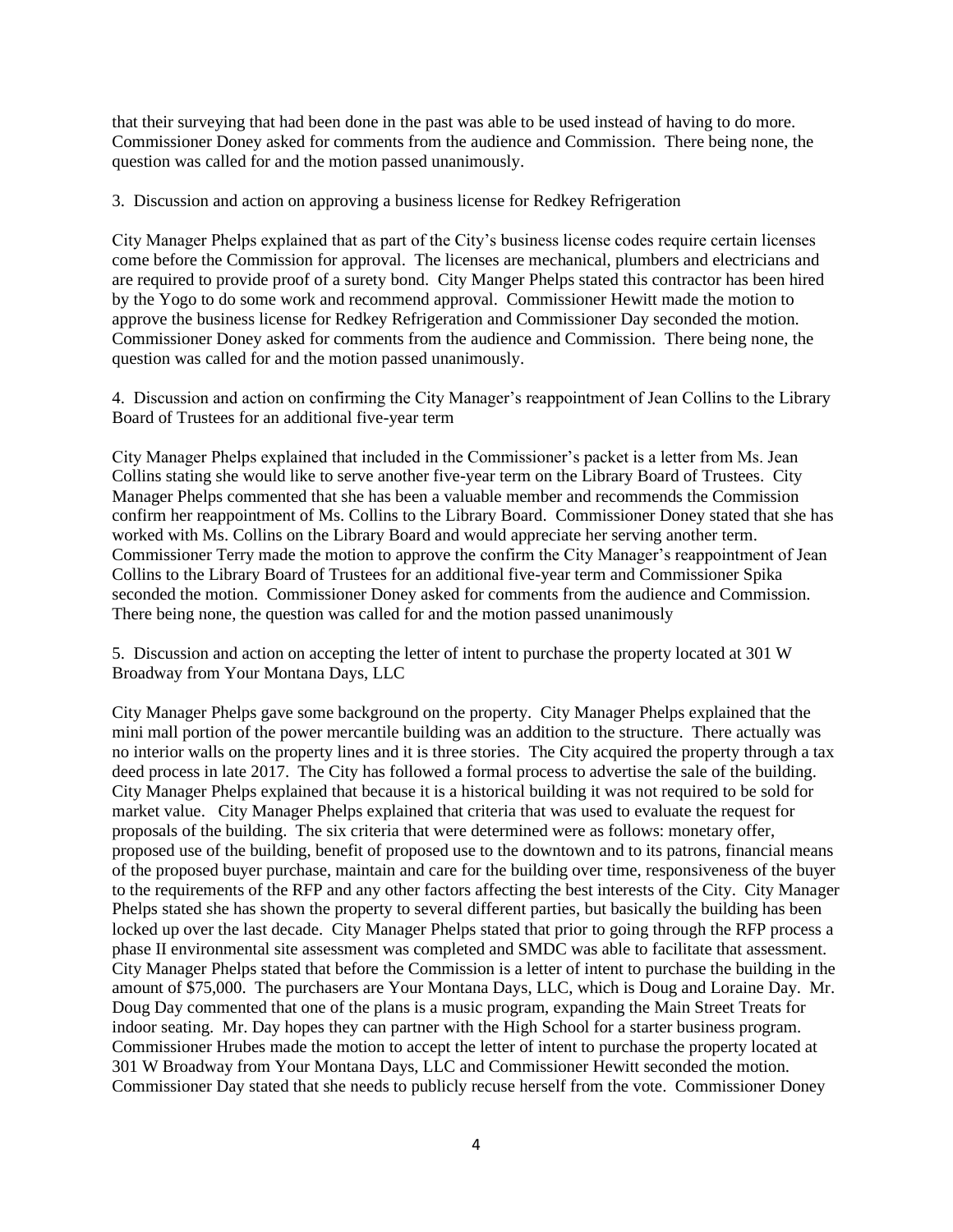that their surveying that had been done in the past was able to be used instead of having to do more. Commissioner Doney asked for comments from the audience and Commission. There being none, the question was called for and the motion passed unanimously.

3. Discussion and action on approving a business license for Redkey Refrigeration

City Manager Phelps explained that as part of the City's business license codes require certain licenses come before the Commission for approval. The licenses are mechanical, plumbers and electricians and are required to provide proof of a surety bond. City Manger Phelps stated this contractor has been hired by the Yogo to do some work and recommend approval. Commissioner Hewitt made the motion to approve the business license for Redkey Refrigeration and Commissioner Day seconded the motion. Commissioner Doney asked for comments from the audience and Commission. There being none, the question was called for and the motion passed unanimously.

4. Discussion and action on confirming the City Manager's reappointment of Jean Collins to the Library Board of Trustees for an additional five-year term

City Manager Phelps explained that included in the Commissioner's packet is a letter from Ms. Jean Collins stating she would like to serve another five-year term on the Library Board of Trustees. City Manager Phelps commented that she has been a valuable member and recommends the Commission confirm her reappointment of Ms. Collins to the Library Board. Commissioner Doney stated that she has worked with Ms. Collins on the Library Board and would appreciate her serving another term. Commissioner Terry made the motion to approve the confirm the City Manager's reappointment of Jean Collins to the Library Board of Trustees for an additional five-year term and Commissioner Spika seconded the motion. Commissioner Doney asked for comments from the audience and Commission. There being none, the question was called for and the motion passed unanimously

5. Discussion and action on accepting the letter of intent to purchase the property located at 301 W Broadway from Your Montana Days, LLC

City Manager Phelps gave some background on the property. City Manager Phelps explained that the mini mall portion of the power mercantile building was an addition to the structure. There actually was no interior walls on the property lines and it is three stories. The City acquired the property through a tax deed process in late 2017. The City has followed a formal process to advertise the sale of the building. City Manager Phelps explained that because it is a historical building it was not required to be sold for market value. City Manager Phelps explained that criteria that was used to evaluate the request for proposals of the building. The six criteria that were determined were as follows: monetary offer, proposed use of the building, benefit of proposed use to the downtown and to its patrons, financial means of the proposed buyer purchase, maintain and care for the building over time, responsiveness of the buyer to the requirements of the RFP and any other factors affecting the best interests of the City. City Manager Phelps stated she has shown the property to several different parties, but basically the building has been locked up over the last decade. City Manager Phelps stated that prior to going through the RFP process a phase II environmental site assessment was completed and SMDC was able to facilitate that assessment. City Manager Phelps stated that before the Commission is a letter of intent to purchase the building in the amount of $75,000. The purchasers are Your Montana Days, LLC, which is Doug and Loraine Day. Mr. Doug Day commented that one of the plans is a music program, expanding the Main Street Treats for indoor seating. Mr. Day hopes they can partner with the High School for a starter business program. Commissioner Hrubes made the motion to accept the letter of intent to purchase the property located at 301 W Broadway from Your Montana Days, LLC and Commissioner Hewitt seconded the motion. Commissioner Day stated that she needs to publicly recuse herself from the vote. Commissioner Doney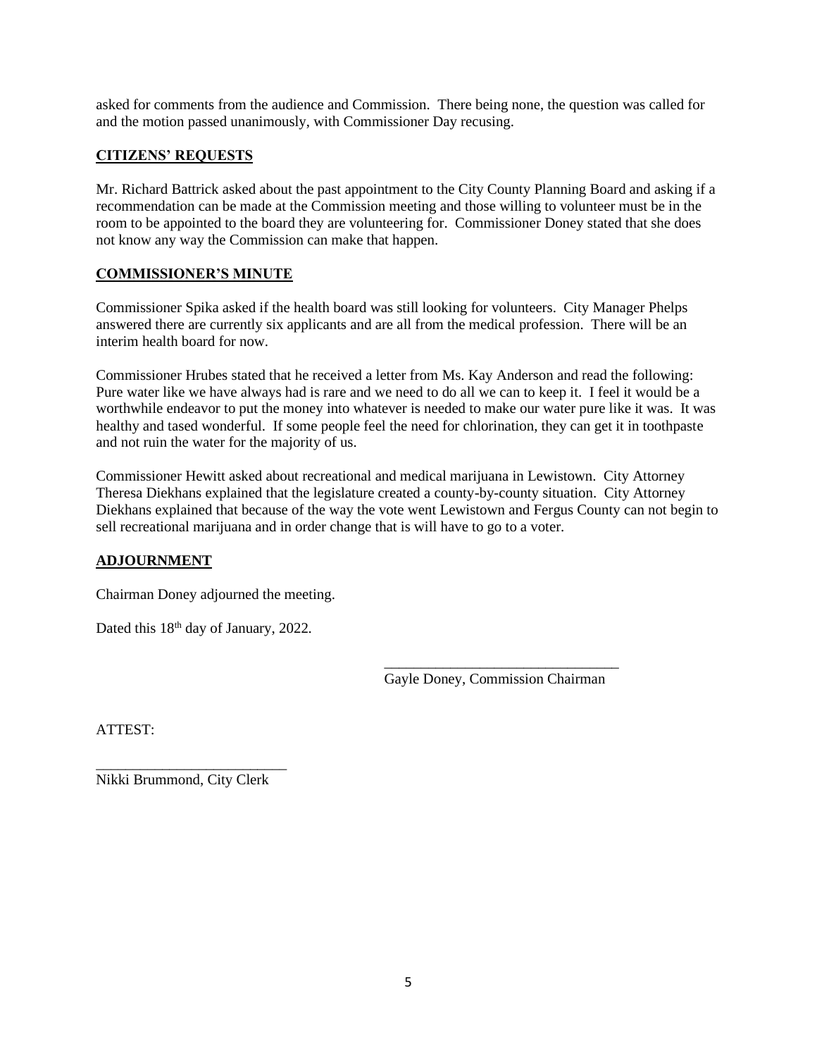asked for comments from the audience and Commission. There being none, the question was called for and the motion passed unanimously, with Commissioner Day recusing.

## CITIZENS' REQUESTS

Mr. Richard Battrick asked about the past appointment to the City County Planning Board and asking if a recommendation can be made at the Commission meeting and those willing to volunteer must be in the room to be appointed to the board they are volunteering for. Commissioner Doney stated that she does not know any way the Commission can make that happen.

## COMMISSIONER'S MINUTE

Commissioner Spika asked if the health board was still looking for volunteers. City Manager Phelps answered there are currently six applicants and are all from the medical profession. There will be an interim health board for now.

Commissioner Hrubes stated that he received a letter from Ms. Kay Anderson and read the following: Pure water like we have always had is rare and we need to do all we can to keep it. I feel it would be a worthwhile endeavor to put the money into whatever is needed to make our water pure like it was. It was healthy and tased wonderful. If some people feel the need for chlorination, they can get it in toothpaste and not ruin the water for the majority of us.

Commissioner Hewitt asked about recreational and medical marijuana in Lewistown. City Attorney Theresa Diekhans explained that the legislature created a county-by-county situation. City Attorney Diekhans explained that because of the way the vote went Lewistown and Fergus County can not begin to sell recreational marijuana and in order change that is will have to go to a voter.

## ADJOURNMENT

Chairman Doney adjourned the meeting.

Dated this 18th day of January, 2022.

\_\_\_\_\_\_\_\_\_\_\_\_\_\_\_\_\_\_\_\_\_\_\_\_\_\_\_\_\_\_\_\_
Gayle Doney, Commission Chairman

ATTEST:

\_\_\_\_\_\_\_\_\_\_\_\_\_\_\_\_\_\_\_\_\_\_\_\_\_\_
Nikki Brummond, City Clerk